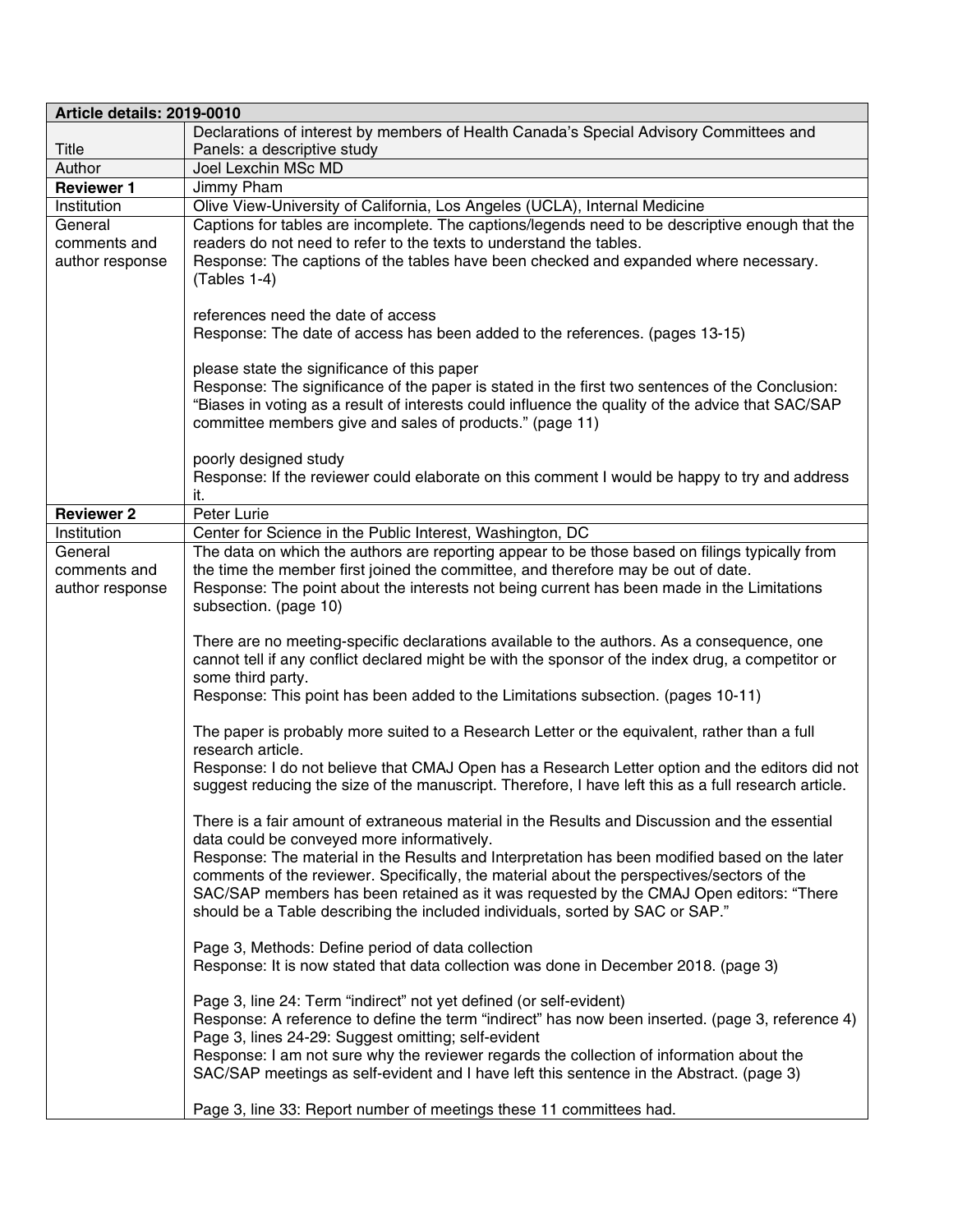| **Article details: 2019-0010** | |
|---|---|
| Title | Declarations of interest by members of Health Canada's Special Advisory Committees and Panels: a descriptive study |
| Author | Joel Lexchin MSc MD |
| **Reviewer 1** | Jimmy Pham |
| Institution | Olive View-University of California, Los Angeles (UCLA), Internal Medicine |
| General comments and author response | Captions for tables are incomplete. The captions/legends need to be descriptive enough that the readers do not need to refer to the texts to understand the tables.<br>Response: The captions of the tables have been checked and expanded where necessary. (Tables 1-4)<br><br>references need the date of access<br>Response: The date of access has been added to the references. (pages 13-15)<br><br>please state the significance of this paper<br>Response: The significance of the paper is stated in the first two sentences of the Conclusion: "Biases in voting as a result of interests could influence the quality of the advice that SAC/SAP committee members give and sales of products." (page 11)<br><br>poorly designed study<br>Response: If the reviewer could elaborate on this comment I would be happy to try and address it. |
| **Reviewer 2** | Peter Lurie |
| Institution | Center for Science in the Public Interest, Washington, DC |
| General comments and author response | The data on which the authors are reporting appear to be those based on filings typically from the time the member first joined the committee, and therefore may be out of date.<br>Response: The point about the interests not being current has been made in the Limitations subsection. (page 10)<br><br>There are no meeting-specific declarations available to the authors. As a consequence, one cannot tell if any conflict declared might be with the sponsor of the index drug, a competitor or some third party.<br>Response: This point has been added to the Limitations subsection. (pages 10-11)<br><br>The paper is probably more suited to a Research Letter or the equivalent, rather than a full research article.<br>Response: I do not believe that CMAJ Open has a Research Letter option and the editors did not suggest reducing the size of the manuscript. Therefore, I have left this as a full research article.<br><br>There is a fair amount of extraneous material in the Results and Discussion and the essential data could be conveyed more informatively.<br>Response: The material in the Results and Interpretation has been modified based on the later comments of the reviewer. Specifically, the material about the perspectives/sectors of the SAC/SAP members has been retained as it was requested by the CMAJ Open editors: "There should be a Table describing the included individuals, sorted by SAC or SAP."<br><br>Page 3, Methods: Define period of data collection<br>Response: It is now stated that data collection was done in December 2018. (page 3)<br><br>Page 3, line 24: Term "indirect" not yet defined (or self-evident)<br>Response: A reference to define the term "indirect" has now been inserted. (page 3, reference 4)<br>Page 3, lines 24-29: Suggest omitting; self-evident<br>Response: I am not sure why the reviewer regards the collection of information about the SAC/SAP meetings as self-evident and I have left this sentence in the Abstract. (page 3)<br><br>Page 3, line 33: Report number of meetings these 11 committees had. |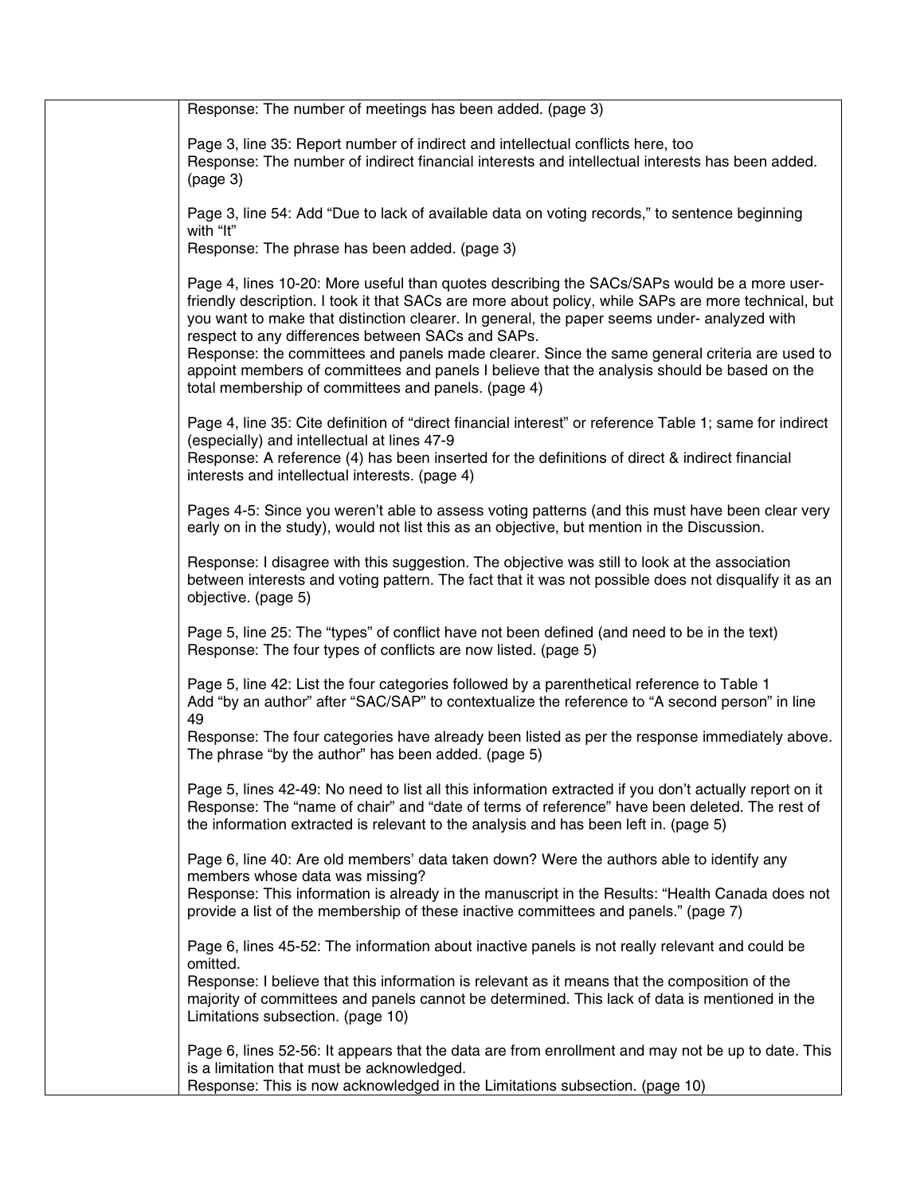Response: The number of meetings has been added. (page 3)

Page 3, line 35: Report number of indirect and intellectual conflicts here, too
Response: The number of indirect financial interests and intellectual interests has been added. (page 3)

Page 3, line 54: Add "Due to lack of available data on voting records," to sentence beginning with "It"
Response: The phrase has been added. (page 3)

Page 4, lines 10-20: More useful than quotes describing the SACs/SAPs would be a more user-friendly description. I took it that SACs are more about policy, while SAPs are more technical, but you want to make that distinction clearer. In general, the paper seems under- analyzed with respect to any differences between SACs and SAPs.
Response: the committees and panels made clearer. Since the same general criteria are used to appoint members of committees and panels I believe that the analysis should be based on the total membership of committees and panels. (page 4)

Page 4, line 35: Cite definition of "direct financial interest" or reference Table 1; same for indirect (especially) and intellectual at lines 47-9
Response: A reference (4) has been inserted for the definitions of direct & indirect financial interests and intellectual interests. (page 4)

Pages 4-5: Since you weren't able to assess voting patterns (and this must have been clear very early on in the study), would not list this as an objective, but mention in the Discussion.

Response: I disagree with this suggestion. The objective was still to look at the association between interests and voting pattern. The fact that it was not possible does not disqualify it as an objective. (page 5)

Page 5, line 25: The "types" of conflict have not been defined (and need to be in the text)
Response: The four types of conflicts are now listed. (page 5)

Page 5, line 42: List the four categories followed by a parenthetical reference to Table 1
Add "by an author" after "SAC/SAP" to contextualize the reference to "A second person" in line 49
Response: The four categories have already been listed as per the response immediately above. The phrase "by the author" has been added. (page 5)

Page 5, lines 42-49: No need to list all this information extracted if you don't actually report on it
Response: The "name of chair" and "date of terms of reference" have been deleted. The rest of the information extracted is relevant to the analysis and has been left in. (page 5)

Page 6, line 40: Are old members' data taken down? Were the authors able to identify any members whose data was missing?
Response: This information is already in the manuscript in the Results: "Health Canada does not provide a list of the membership of these inactive committees and panels." (page 7)

Page 6, lines 45-52: The information about inactive panels is not really relevant and could be omitted.
Response: I believe that this information is relevant as it means that the composition of the majority of committees and panels cannot be determined. This lack of data is mentioned in the Limitations subsection. (page 10)

Page 6, lines 52-56: It appears that the data are from enrollment and may not be up to date. This is a limitation that must be acknowledged.
Response: This is now acknowledged in the Limitations subsection. (page 10)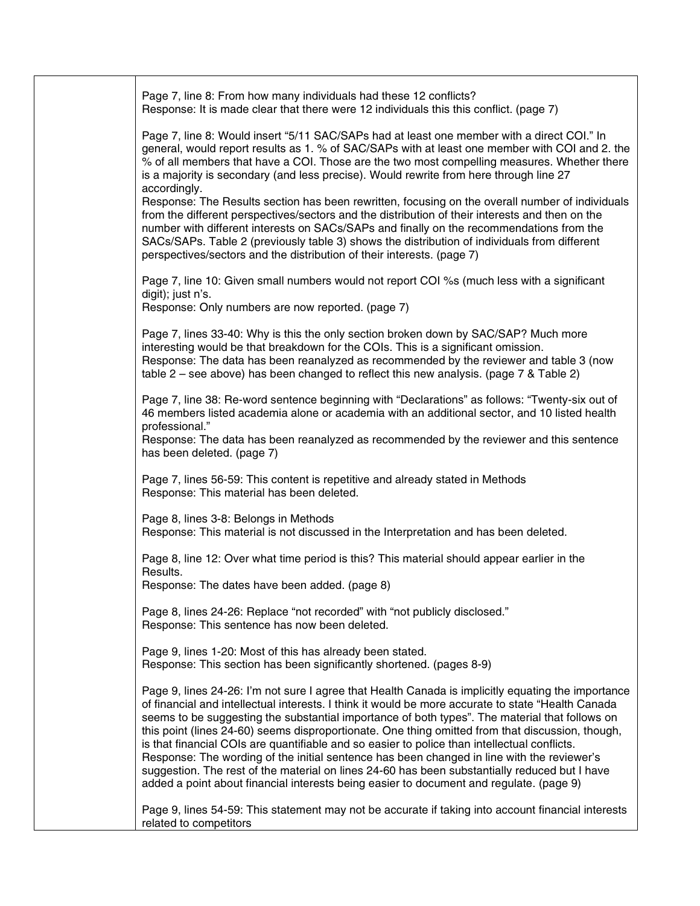Page 7, line 8: From how many individuals had these 12 conflicts?
Response: It is made clear that there were 12 individuals this this conflict. (page 7)

Page 7, line 8: Would insert "5/11 SAC/SAPs had at least one member with a direct COI." In general, would report results as 1. % of SAC/SAPs with at least one member with COI and 2. the % of all members that have a COI. Those are the two most compelling measures. Whether there is a majority is secondary (and less precise). Would rewrite from here through line 27 accordingly.
Response: The Results section has been rewritten, focusing on the overall number of individuals from the different perspectives/sectors and the distribution of their interests and then on the number with different interests on SACs/SAPs and finally on the recommendations from the SACs/SAPs. Table 2 (previously table 3) shows the distribution of individuals from different perspectives/sectors and the distribution of their interests. (page 7)

Page 7, line 10: Given small numbers would not report COI %s (much less with a significant digit); just n's.
Response: Only numbers are now reported. (page 7)

Page 7, lines 33-40: Why is this the only section broken down by SAC/SAP? Much more interesting would be that breakdown for the COIs. This is a significant omission.
Response: The data has been reanalyzed as recommended by the reviewer and table 3 (now table 2 – see above) has been changed to reflect this new analysis. (page 7 & Table 2)

Page 7, line 38: Re-word sentence beginning with "Declarations" as follows: "Twenty-six out of 46 members listed academia alone or academia with an additional sector, and 10 listed health professional."
Response: The data has been reanalyzed as recommended by the reviewer and this sentence has been deleted. (page 7)

Page 7, lines 56-59: This content is repetitive and already stated in Methods
Response: This material has been deleted.

Page 8, lines 3-8: Belongs in Methods
Response: This material is not discussed in the Interpretation and has been deleted.

Page 8, line 12: Over what time period is this? This material should appear earlier in the Results.
Response: The dates have been added. (page 8)

Page 8, lines 24-26: Replace "not recorded" with "not publicly disclosed."
Response: This sentence has now been deleted.

Page 9, lines 1-20: Most of this has already been stated.
Response: This section has been significantly shortened. (pages 8-9)

Page 9, lines 24-26: I'm not sure I agree that Health Canada is implicitly equating the importance of financial and intellectual interests. I think it would be more accurate to state "Health Canada seems to be suggesting the substantial importance of both types". The material that follows on this point (lines 24-60) seems disproportionate. One thing omitted from that discussion, though, is that financial COIs are quantifiable and so easier to police than intellectual conflicts.
Response: The wording of the initial sentence has been changed in line with the reviewer's suggestion. The rest of the material on lines 24-60 has been substantially reduced but I have added a point about financial interests being easier to document and regulate. (page 9)

Page 9, lines 54-59: This statement may not be accurate if taking into account financial interests related to competitors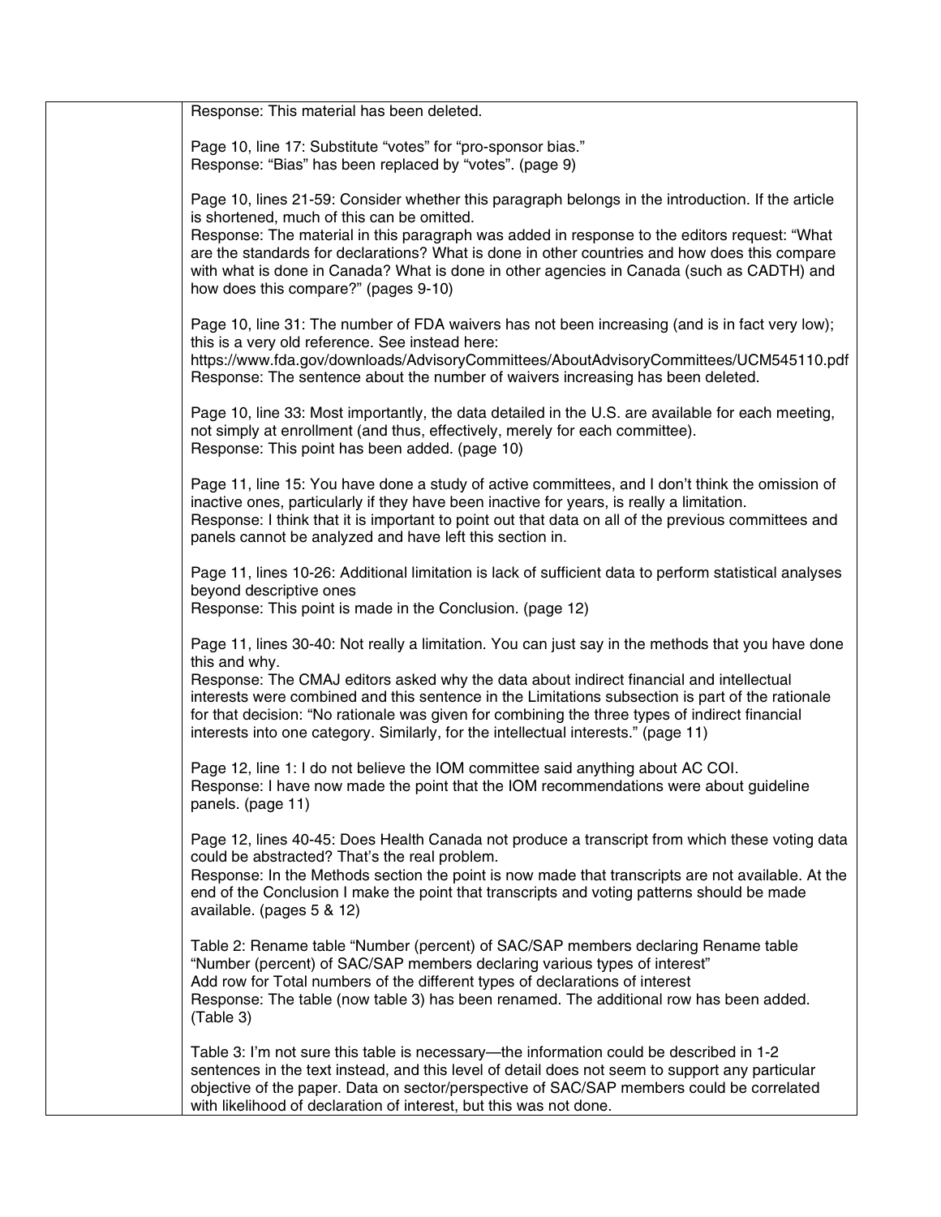Response: This material has been deleted.

Page 10, line 17: Substitute "votes" for "pro-sponsor bias."
Response: "Bias" has been replaced by "votes". (page 9)

Page 10, lines 21-59: Consider whether this paragraph belongs in the introduction. If the article is shortened, much of this can be omitted.
Response: The material in this paragraph was added in response to the editors request: "What are the standards for declarations? What is done in other countries and how does this compare with what is done in Canada? What is done in other agencies in Canada (such as CADTH) and how does this compare?" (pages 9-10)

Page 10, line 31: The number of FDA waivers has not been increasing (and is in fact very low); this is a very old reference. See instead here:
https://www.fda.gov/downloads/AdvisoryCommittees/AboutAdvisoryCommittees/UCM545110.pdf
Response: The sentence about the number of waivers increasing has been deleted.

Page 10, line 33: Most importantly, the data detailed in the U.S. are available for each meeting, not simply at enrollment (and thus, effectively, merely for each committee).
Response: This point has been added. (page 10)

Page 11, line 15: You have done a study of active committees, and I don't think the omission of inactive ones, particularly if they have been inactive for years, is really a limitation.
Response: I think that it is important to point out that data on all of the previous committees and panels cannot be analyzed and have left this section in.

Page 11, lines 10-26: Additional limitation is lack of sufficient data to perform statistical analyses beyond descriptive ones
Response: This point is made in the Conclusion. (page 12)

Page 11, lines 30-40: Not really a limitation. You can just say in the methods that you have done this and why.
Response: The CMAJ editors asked why the data about indirect financial and intellectual interests were combined and this sentence in the Limitations subsection is part of the rationale for that decision: "No rationale was given for combining the three types of indirect financial interests into one category. Similarly, for the intellectual interests." (page 11)

Page 12, line 1: I do not believe the IOM committee said anything about AC COI.
Response: I have now made the point that the IOM recommendations were about guideline panels. (page 11)

Page 12, lines 40-45: Does Health Canada not produce a transcript from which these voting data could be abstracted? That's the real problem.
Response: In the Methods section the point is now made that transcripts are not available. At the end of the Conclusion I make the point that transcripts and voting patterns should be made available. (pages 5 & 12)

Table 2: Rename table "Number (percent) of SAC/SAP members declaring Rename table "Number (percent) of SAC/SAP members declaring various types of interest"
Add row for Total numbers of the different types of declarations of interest
Response: The table (now table 3) has been renamed. The additional row has been added. (Table 3)

Table 3: I'm not sure this table is necessary—the information could be described in 1-2 sentences in the text instead, and this level of detail does not seem to support any particular objective of the paper. Data on sector/perspective of SAC/SAP members could be correlated with likelihood of declaration of interest, but this was not done.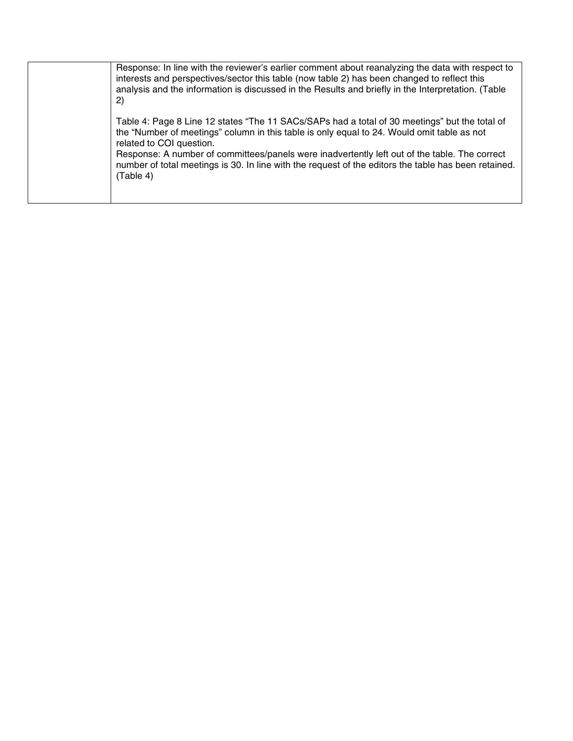| | |
|---|---|
| | Response: In line with the reviewer's earlier comment about reanalyzing the data with respect to interests and perspectives/sector this table (now table 2) has been changed to reflect this analysis and the information is discussed in the Results and briefly in the Interpretation. (Table 2)<br><br>Table 4: Page 8 Line 12 states "The 11 SACs/SAPs had a total of 30 meetings" but the total of the "Number of meetings" column in this table is only equal to 24. Would omit table as not related to COI question.<br>Response: A number of committees/panels were inadvertently left out of the table. The correct number of total meetings is 30. In line with the request of the editors the table has been retained. (Table 4) |